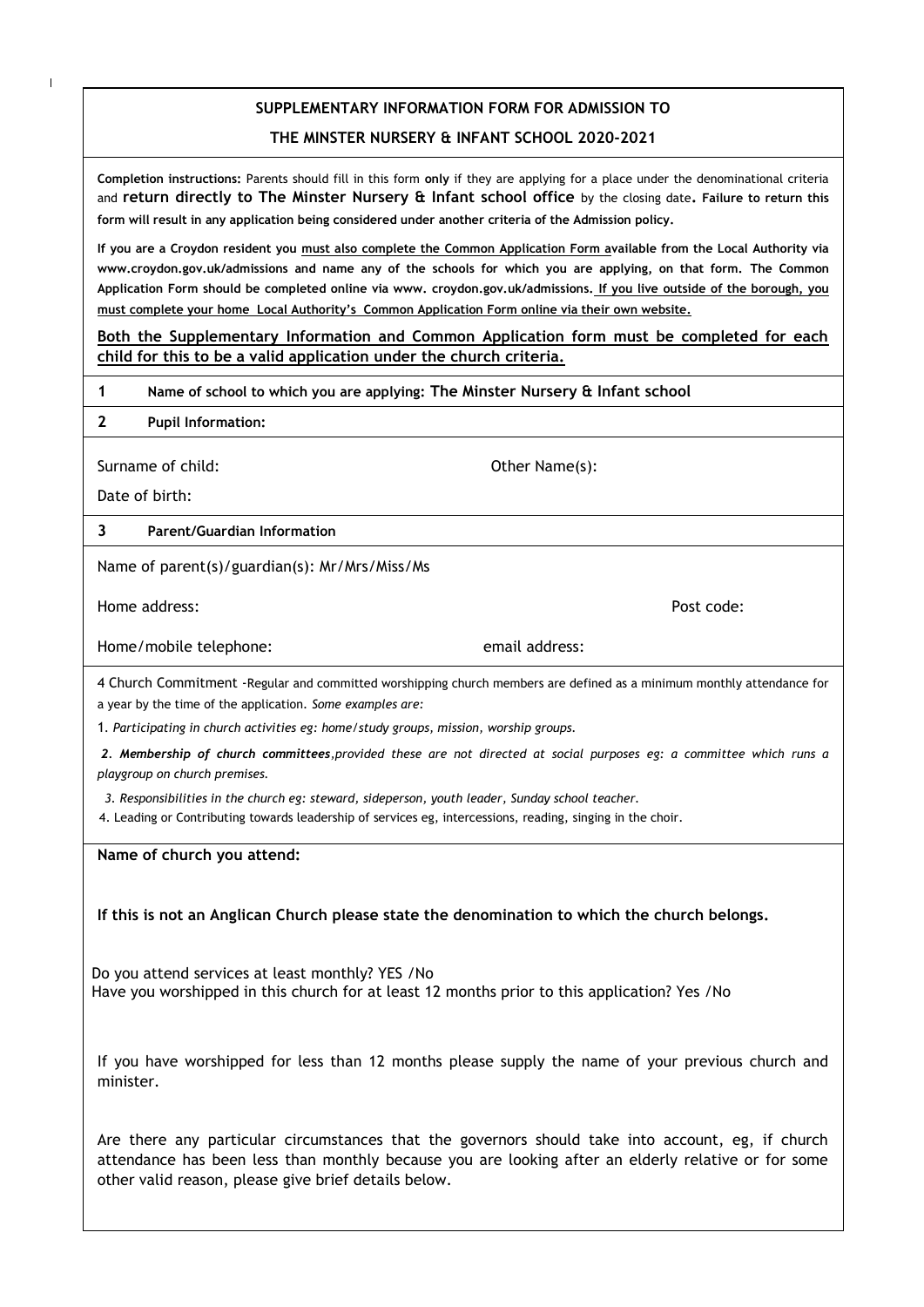## SUPPLEMENTARY INFORMATION FORM FOR ADMISSION TO

## THE MINSTER NURSERY & INFANT SCHOOL 2020-2021

**Completion instructions:** Parents should fill in this form **only** if they are applying for a place under the denominational criteria and **return directly to The Minster Nursery & Infant school office** by the closing date**. Failure to return this form will result in any application being considered under another criteria of the Admission policy.**

**If you are a Croydon resident you must also complete the Common Application Form available from the Local Authority via www.croydon.gov.uk/admissions and name any of the schools for which you are applying, on that form. The Common Application Form should be completed online via www. croydon.gov.uk/admissions. If you live outside of the borough, you must complete your home Local Authority's Common Application Form online via their own website.**

**Both the Supplementary Information and Common Application form must be completed for each child for this to be a valid application under the church criteria.**

**1 Name of school to which you are applying: The Minster Nursery & Infant school**

**2 Pupil Information:**

Surname of child: Other Name(s):

Date of birth:

**3 Parent/Guardian Information**

Name of parent(s)/guardian(s): Mr/Mrs/Miss/Ms

Home address: Post code:

Home/mobile telephone: email address:

4 Church Commitment -Regular and committed worshipping church members are defined as a minimum monthly attendance for a year by the time of the application. *Some examples are:*

1. *Participating in church activities eg: home/study groups, mission, worship groups.*

*2. **Membership of church committees**,provided these are not directed at social purposes eg: a committee which runs a playgroup on church premises.*

*3. Responsibilities in the church eg: steward, sideperson, youth leader, Sunday school teacher.*

4. Leading or Contributing towards leadership of services eg, intercessions, reading, singing in the choir.

**Name of church you attend:**

**If this is not an Anglican Church please state the denomination to which the church belongs.**

Do you attend services at least monthly? YES /No

Have you worshipped in this church for at least 12 months prior to this application? Yes /No

If you have worshipped for less than 12 months please supply the name of your previous church and minister.

Are there any particular circumstances that the governors should take into account, eg, if church attendance has been less than monthly because you are looking after an elderly relative or for some other valid reason, please give brief details below.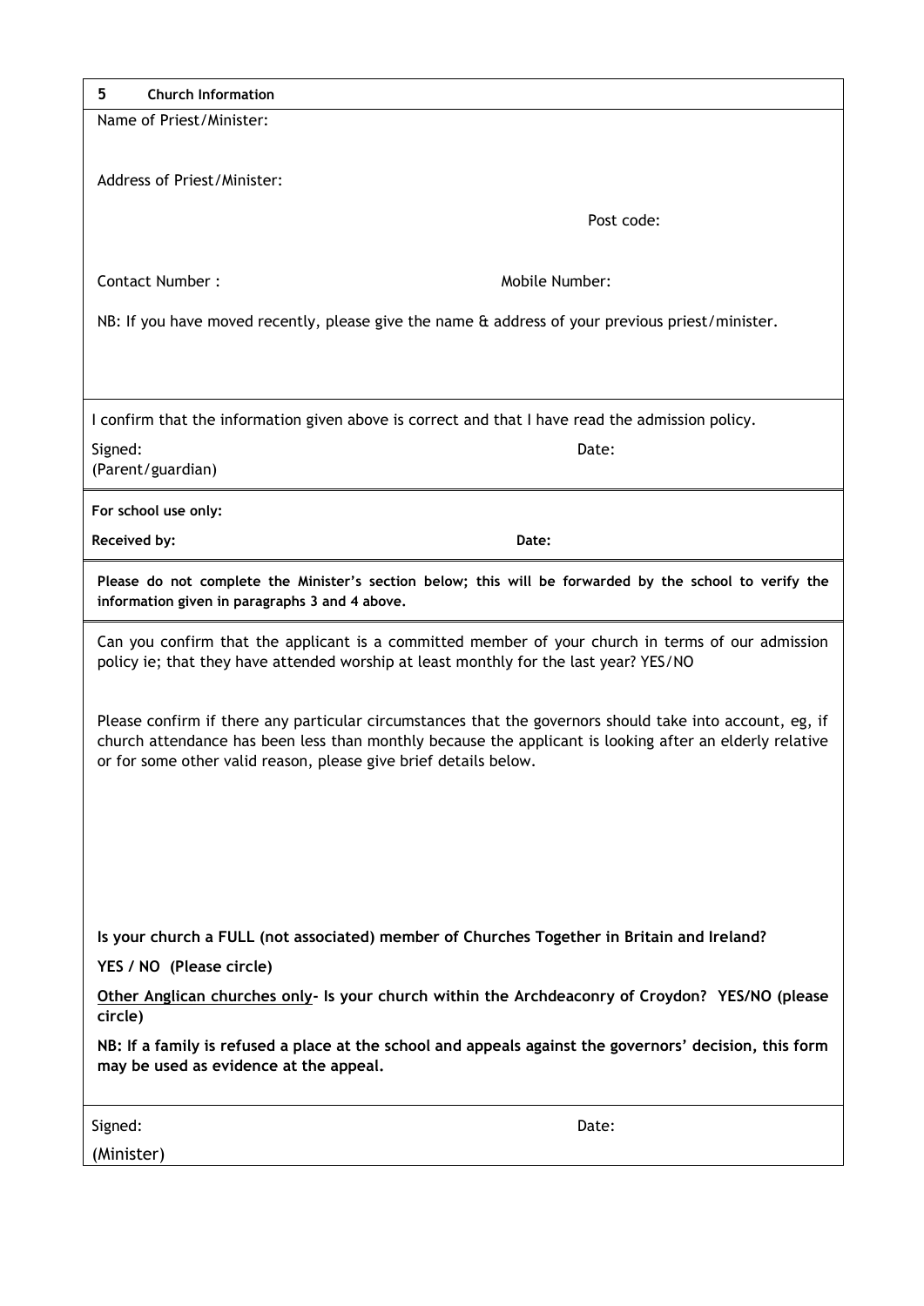## 5 Church Information

Name of Priest/Minister:

Address of Priest/Minister:

Post code:

Contact Number : Mobile Number:

NB: If you have moved recently, please give the name & address of your previous priest/minister.

I confirm that the information given above is correct and that I have read the admission policy.

Signed: Date:
(Parent/guardian)

**For school use only:**

**Received by:** **Date:**

**Please do not complete the Minister's section below; this will be forwarded by the school to verify the information given in paragraphs 3 and 4 above.**

Can you confirm that the applicant is a committed member of your church in terms of our admission policy ie; that they have attended worship at least monthly for the last year? YES/NO

Please confirm if there any particular circumstances that the governors should take into account, eg, if church attendance has been less than monthly because the applicant is looking after an elderly relative or for some other valid reason, please give brief details below.

**Is your church a FULL (not associated) member of Churches Together in Britain and Ireland?**

**YES / NO (Please circle)**

**<u>Other Anglican churches only</u>- Is your church within the Archdeaconry of Croydon? YES/NO (please circle)**

**NB: If a family is refused a place at the school and appeals against the governors' decision, this form may be used as evidence at the appeal.**

Signed: Date:
(Minister)